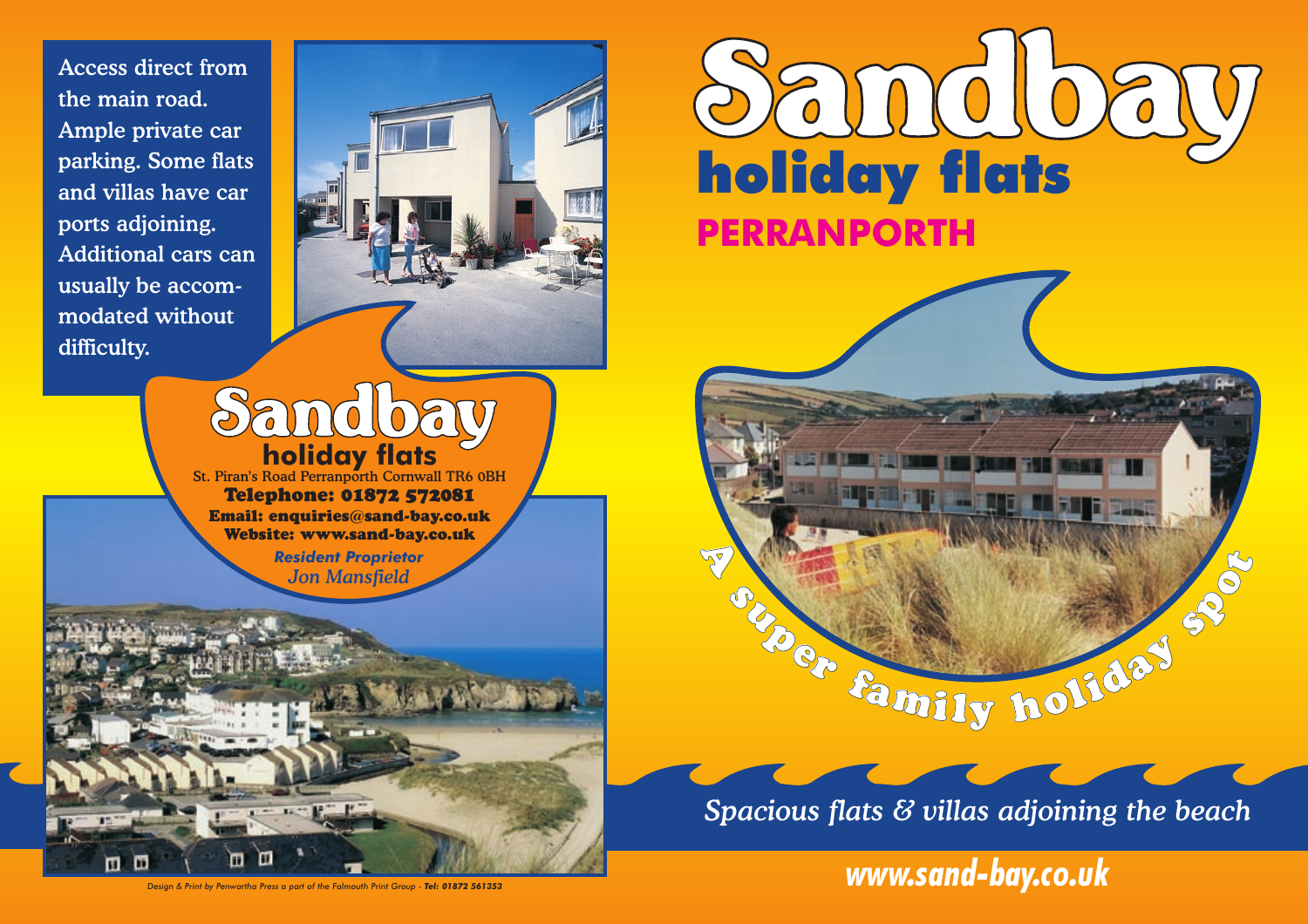Access direct from the main road. Ample private car parking. Some flats and villas have car ports adjoining. Additional cars can usually be accommodated without difficulty.

## Sandbay
### holiday flats

St. Piran's Road Perranporth Cornwall TR6 0BH

**Telephone: 01872 572081**

**Email: enquiries@sand-bay.co.uk**

**Website: www.sand-bay.co.uk**

***Resident Proprietor***

*Jon Mansfield*

# Sandbay
## holiday flats
## PERRANPORTH

A super family holiday spot

*Spacious flats & villas adjoining the beach*

***www.sand-bay.co.uk***

*Design & Print by Penwartha Press a part of the Falmouth Print Group - Tel: 01872 561353*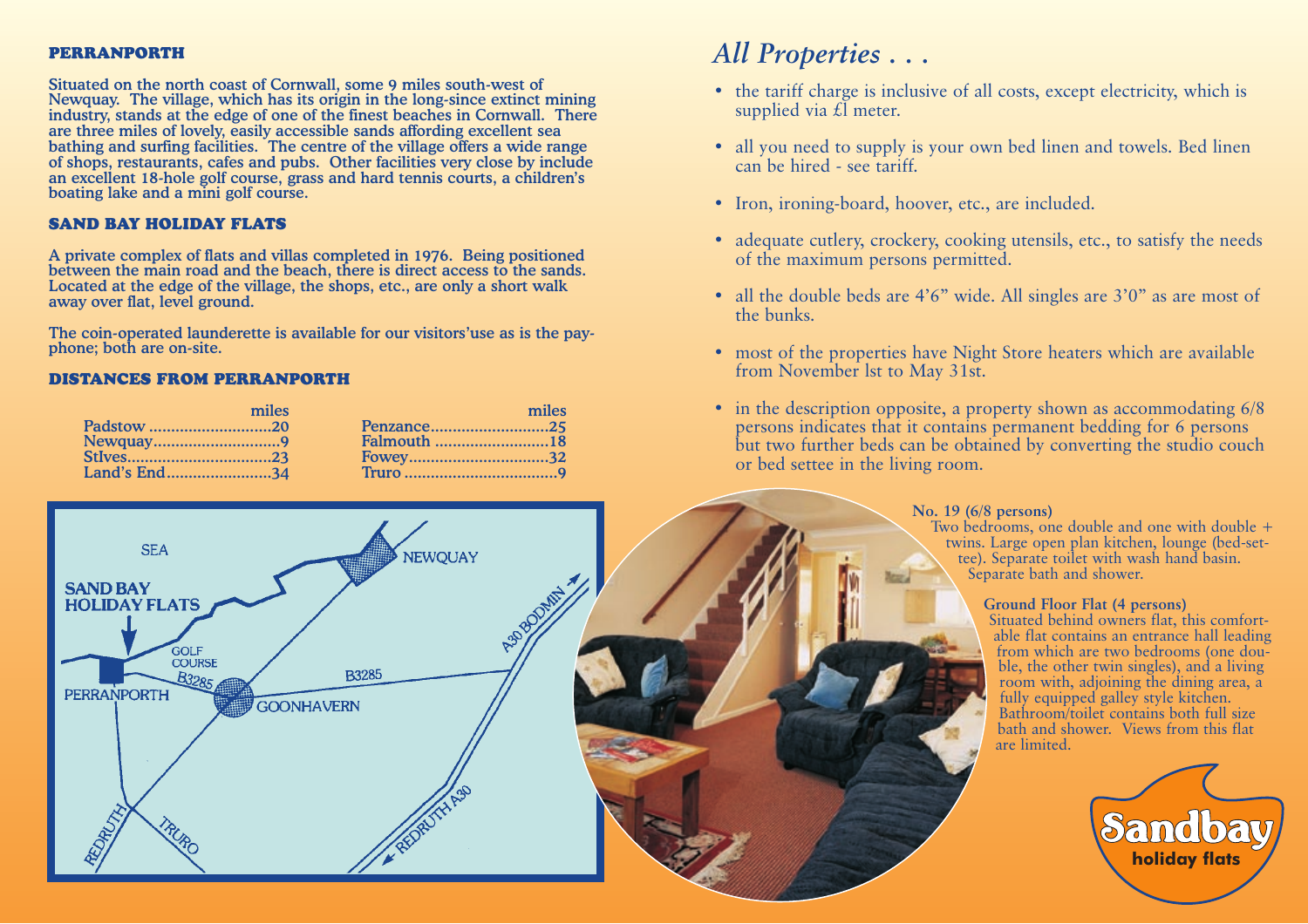## PERRANPORTH

Situated on the north coast of Cornwall, some 9 miles south-west of Newquay. The village, which has its origin in the long-since extinct mining industry, stands at the edge of one of the finest beaches in Cornwall. There are three miles of lovely, easily accessible sands affording excellent sea bathing and surfing facilities. The centre of the village offers a wide range of shops, restaurants, cafes and pubs. Other facilities very close by include an excellent 18-hole golf course, grass and hard tennis courts, a children's boating lake and a mini golf course.

## SAND BAY HOLIDAY FLATS

A private complex of flats and villas completed in 1976. Being positioned between the main road and the beach, there is direct access to the sands. Located at the edge of the village, the shops, etc., are only a short walk away over flat, level ground.

The coin-operated launderette is available for our visitors'use as is the pay-phone; both are on-site.

## DISTANCES FROM PERRANPORTH

| | miles | | miles |
|---|---|---|---|
| Padstow | 20 | Penzance | 25 |
| Newquay | 9 | Falmouth | 18 |
| StIves | 23 | Fowey | 32 |
| Land's End | 34 | Truro | 9 |

SEA

SAND BAY HOLIDAY FLATS

NEWQUAY

A30 BODMIN

GOLF COURSE

B3285

B3285

PERRANPORTH

GOONHAVERN

REDRUTH

TRURO

REDRUTH A30

# *All Properties . . .*

- the tariff charge is inclusive of all costs, except electricity, which is supplied via £1 meter.
- all you need to supply is your own bed linen and towels. Bed linen can be hired - see tariff.
- Iron, ironing-board, hoover, etc., are included.
- adequate cutlery, crockery, cooking utensils, etc., to satisfy the needs of the maximum persons permitted.
- all the double beds are 4'6" wide. All singles are 3'0" as are most of the bunks.
- most of the properties have Night Store heaters which are available from November lst to May 31st.
- in the description opposite, a property shown as accommodating 6/8 persons indicates that it contains permanent bedding for 6 persons but two further beds can be obtained by converting the studio couch or bed settee in the living room.

**No. 19 (6/8 persons)**
Two bedrooms, one double and one with double + twins. Large open plan kitchen, lounge (bed-settee). Separate toilet with wash hand basin. Separate bath and shower.

**Ground Floor Flat (4 persons)**
Situated behind owners flat, this comfortable flat contains an entrance hall leading from which are two bedrooms (one double, the other twin singles), and a living room with, adjoining the dining area, a fully equipped galley style kitchen. Bathroom/toilet contains both full size bath and shower. Views from this flat are limited.

Sandbay holiday flats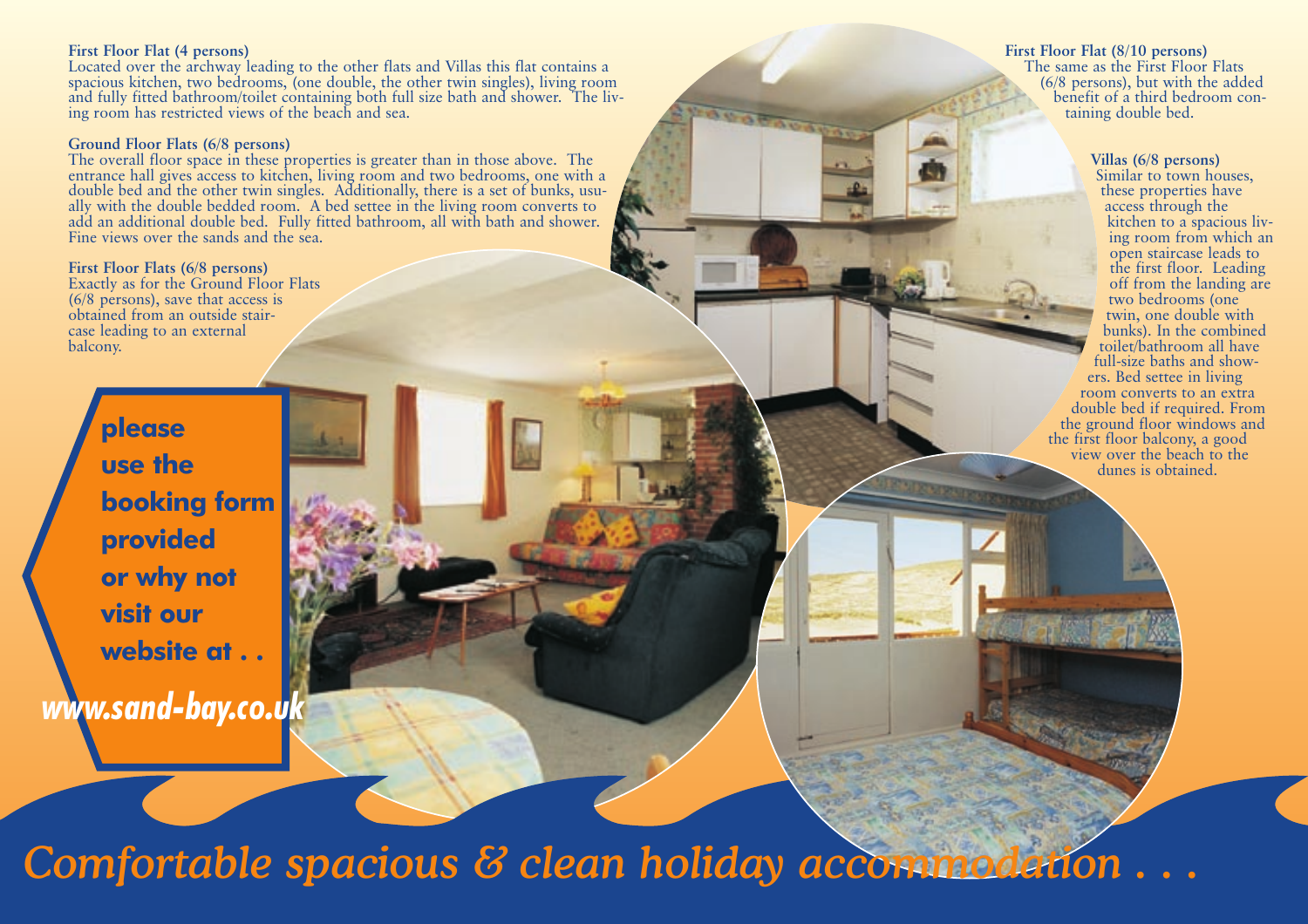**First Floor Flat (4 persons)**
Located over the archway leading to the other flats and Villas this flat contains a spacious kitchen, two bedrooms, (one double, the other twin singles), living room and fully fitted bathroom/toilet containing both full size bath and shower. The living room has restricted views of the beach and sea.

**Ground Floor Flats (6/8 persons)**
The overall floor space in these properties is greater than in those above. The entrance hall gives access to kitchen, living room and two bedrooms, one with a double bed and the other twin singles. Additionally, there is a set of bunks, usually with the double bedded room. A bed settee in the living room converts to add an additional double bed. Fully fitted bathroom, all with bath and shower. Fine views over the sands and the sea.

**First Floor Flats (6/8 persons)**
Exactly as for the Ground Floor Flats (6/8 persons), save that access is obtained from an outside staircase leading to an external balcony.

**please use the booking form provided or why not visit our website at . .**

***www.sand-bay.co.uk***

**First Floor Flat (8/10 persons)**
The same as the First Floor Flats (6/8 persons), but with the added benefit of a third bedroom containing double bed.

**Villas (6/8 persons)**
Similar to town houses, these properties have access through the kitchen to a spacious living room from which an open staircase leads to the first floor. Leading off from the landing are two bedrooms (one twin, one double with bunks). In the combined toilet/bathroom all have full-size baths and showers. Bed settee in living room converts to an extra double bed if required. From the ground floor windows and the first floor balcony, a good view over the beach to the dunes is obtained.

*Comfortable spacious & clean holiday accommodation . . .*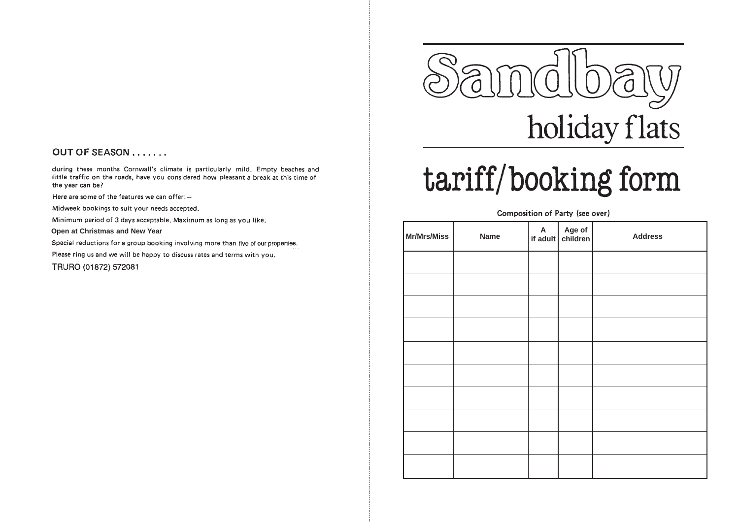## OUT OF SEASON . . . . . . .

during these months Cornwall's climate is particularly mild. Empty beaches and little traffic on the roads, have you considered how pleasant a break at this time of the year can be?

Here are some of the features we can offer:—

Midweek bookings to suit your needs accepted.

Minimum period of 3 days acceptable. Maximum as long as you like.

**Open at Christmas and New Year**

Special reductions for a group booking involving more than five of our properties.

Please ring us and we will be happy to discuss rates and terms with you.

TRURO (01872) 572081

# Sandbay

## holiday flats

# tariff/booking form

Composition of Party (see over)

| Mr/Mrs/Miss | Name | A if adult | Age of children | Address |
|---|---|---|---|---|
| | | | | |
| | | | | |
| | | | | |
| | | | | |
| | | | | |
| | | | | |
| | | | | |
| | | | | |
| | | | | |
| | | | | |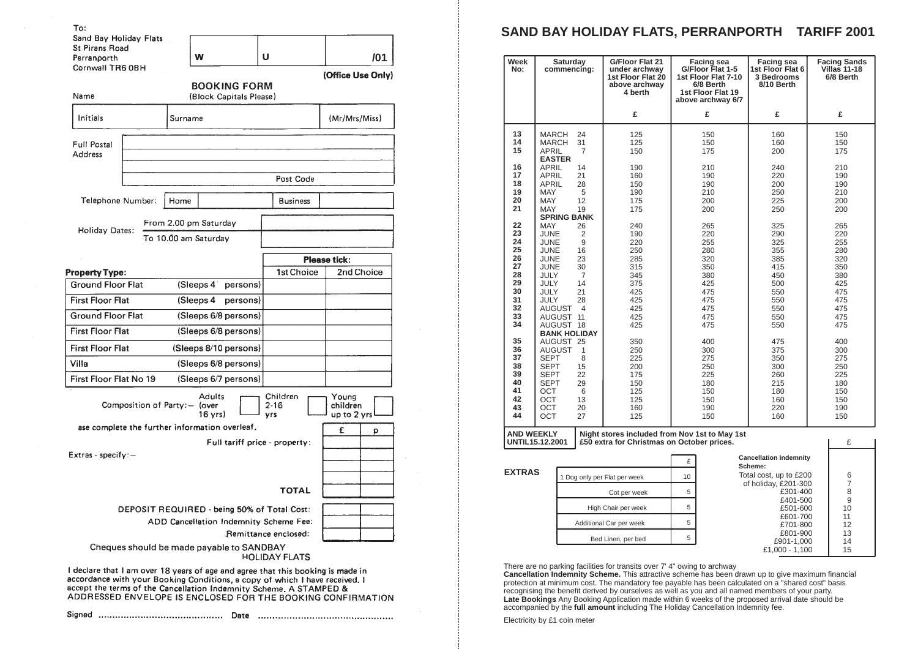To:
Sand Bay Holiday Flats
St Pirans Road
Perranporth
Cornwall TR6 0BH

| W | U | /01 |
|---|---|---|

(Office Use Only)

## BOOKING FORM

Name (Block Capitals Please)

| Initials | Surname | (Mr/Mrs/Miss) |
|---|---|---|

Full Postal Address

Post Code

| Telephone Number: | Home | | Business | |
|---|---|---|---|---|

Holiday Dates:
From 2.00 pm Saturday
To 10.00 am Saturday

| Property Type: | | Please tick: 1st Choice | 2nd Choice |
|---|---|---|---|
| Ground Floor Flat | (Sleeps 4 persons) | | |
| First Floor Flat | (Sleeps 4 persons) | | |
| Ground Floor Flat | (Sleeps 6/8 persons) | | |
| First Floor Flat | (Sleeps 6/8 persons) | | |
| First Floor Flat | (Sleeps 8/10 persons) | | |
| Villa | (Sleeps 6/8 persons) | | |
| First Floor Flat No 19 | (Sleeps 6/7 persons) | | |

Composition of Party:— Adults (over 16 yrs) [ ] Children 2-16 yrs [ ] Young children up to 2 yrs [ ]

ase complete the further information overleaf.

| | £ | p |
|---|---|---|
| Full tariff price - property: | | |
| Extras - specify:— | | |
| | | |
| | | |
| TOTAL | | |
| DEPOSIT REQUIRED - being 50% of Total Cost: | | |
| ADD Cancellation Indemnity Scheme Fee: | | |
| Remittance enclosed: | | |

Cheques should be made payable to SANDBAY HOLIDAY FLATS

I declare that I am over 18 years of age and agree that this booking is made in accordance with your Booking Conditions, a copy of which I have received. I accept the terms of the Cancellation Indemnity Scheme. A STAMPED & ADDRESSED ENVELOPE IS ENCLOSED FOR THE BOOKING CONFIRMATION

Signed ............................................ Date ................................................

# SAND BAY HOLIDAY FLATS, PERRANPORTH TARIFF 2001

| Week No: | Saturday commencing: | G/Floor Flat 21 under archway 1st Floor Flat 20 above archway 4 berth £ | Facing sea G/Floor Flat 1-5 1st Floor Flat 7-10 6/8 Berth 1st Floor Flat 19 above archway 6/7 £ | Facing sea 1st Floor Flat 6 3 Bedrooms 8/10 Berth £ | Facing Sands Villas 11-18 6/8 Berth £ |
|---|---|---|---|---|---|
| 13 | MARCH 24 | 125 | 150 | 160 | 150 |
| 14 | MARCH 31 | 125 | 150 | 160 | 150 |
| 15 | APRIL 7 | 150 | 175 | 200 | 175 |
| | **EASTER** | | | | |
| 16 | APRIL 14 | 190 | 210 | 240 | 210 |
| 17 | APRIL 21 | 160 | 190 | 220 | 190 |
| 18 | APRIL 28 | 150 | 190 | 200 | 190 |
| 19 | MAY 5 | 190 | 210 | 250 | 210 |
| 20 | MAY 12 | 175 | 200 | 225 | 200 |
| 21 | MAY 19 | 175 | 200 | 250 | 200 |
| | **SPRING BANK** | | | | |
| 22 | MAY 26 | 240 | 265 | 325 | 265 |
| 23 | JUNE 2 | 190 | 220 | 290 | 220 |
| 24 | JUNE 9 | 220 | 255 | 325 | 255 |
| 25 | JUNE 16 | 250 | 280 | 355 | 280 |
| 26 | JUNE 23 | 285 | 320 | 385 | 320 |
| 27 | JUNE 30 | 315 | 350 | 415 | 350 |
| 28 | JULY 7 | 345 | 380 | 450 | 380 |
| 29 | JULY 14 | 375 | 425 | 500 | 425 |
| 30 | JULY 21 | 425 | 475 | 550 | 475 |
| 31 | JULY 28 | 425 | 475 | 550 | 475 |
| 32 | AUGUST 4 | 425 | 475 | 550 | 475 |
| 33 | AUGUST 11 | 425 | 475 | 550 | 475 |
| 34 | AUGUST 18 | 425 | 475 | 550 | 475 |
| | **BANK HOLIDAY** | | | | |
| 35 | AUGUST 25 | 350 | 400 | 475 | 400 |
| 36 | AUGUST 1 | 250 | 300 | 375 | 300 |
| 37 | SEPT 8 | 225 | 275 | 350 | 275 |
| 38 | SEPT 15 | 200 | 250 | 300 | 250 |
| 39 | SEPT 22 | 175 | 225 | 260 | 225 |
| 40 | SEPT 29 | 150 | 180 | 215 | 180 |
| 41 | OCT 6 | 125 | 150 | 180 | 150 |
| 42 | OCT 13 | 125 | 150 | 160 | 150 |
| 43 | OCT 20 | 160 | 190 | 220 | 190 |
| 44 | OCT 27 | 125 | 150 | 160 | 150 |

**AND WEEKLY UNTIL15.12.2001** — **Night stores included from Nov 1st to May 1st £50 extra for Christmas on October prices.**

**EXTRAS**

| | £ |
|---|---|
| 1 Dog only per Flat per week | 10 |
| Cot per week | 5 |
| High Chair per week | 5 |
| Additional Car per week | 5 |
| Bed Linen, per bed | 5 |

| Cancellation Indemnity Scheme: | £ |
|---|---|
| Total cost, up to £200 | 6 |
| of holiday, £201-300 | 7 |
| £301-400 | 8 |
| £401-500 | 9 |
| £501-600 | 10 |
| £601-700 | 11 |
| £701-800 | 12 |
| £801-900 | 13 |
| £901-1,000 | 14 |
| £1,000 - 1,100 | 15 |

There are no parking facilities for transits over 7' 4" owing to archway

**Cancellation Indemnity Scheme.** This attractive scheme has been drawn up to give maximum financial protection at minimum cost. The mandatory fee payable has been calculated on a "shared cost" basis recognising the benefit derived by ourselves as well as you and all named members of your party.

**Late Bookings** Any Booking Application made within 6 weeks of the proposed arrival date should be accompanied by the **full amount** including The Holiday Cancellation Indemnity fee.

Electricity by £1 coin meter